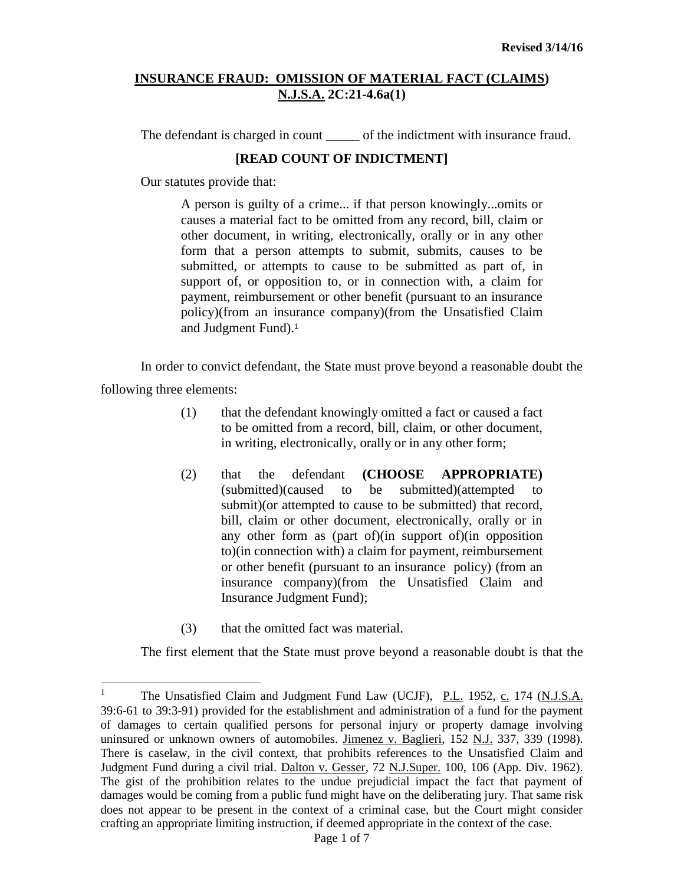Revised 3/14/16

## INSURANCE FRAUD: OMISSION OF MATERIAL FACT (CLAIMS) N.J.S.A. 2C:21-4.6a(1)

The defendant is charged in count _____ of the indictment with insurance fraud.

**[READ COUNT OF INDICTMENT]**

Our statutes provide that:

> A person is guilty of a crime... if that person knowingly...omits or causes a material fact to be omitted from any record, bill, claim or other document, in writing, electronically, orally or in any other form that a person attempts to submit, submits, causes to be submitted, or attempts to cause to be submitted as part of, in support of, or opposition to, or in connection with, a claim for payment, reimbursement or other benefit (pursuant to an insurance policy)(from an insurance company)(from the Unsatisfied Claim and Judgment Fund).[1]

In order to convict defendant, the State must prove beyond a reasonable doubt the following three elements:

(1) that the defendant knowingly omitted a fact or caused a fact to be omitted from a record, bill, claim, or other document, in writing, electronically, orally or in any other form;

(2) that the defendant **(CHOOSE APPROPRIATE)** (submitted)(caused to be submitted)(attempted to submit)(or attempted to cause to be submitted) that record, bill, claim or other document, electronically, orally or in any other form as (part of)(in support of)(in opposition to)(in connection with) a claim for payment, reimbursement or other benefit (pursuant to an insurance policy) (from an insurance company)(from the Unsatisfied Claim and Insurance Judgment Fund);

(3) that the omitted fact was material.

The first element that the State must prove beyond a reasonable doubt is that the

---

[1] The Unsatisfied Claim and Judgment Fund Law (UCJF), P.L. 1952, c. 174 (N.J.S.A. 39:6-61 to 39:3-91) provided for the establishment and administration of a fund for the payment of damages to certain qualified persons for personal injury or property damage involving uninsured or unknown owners of automobiles. Jimenez v. Baglieri, 152 N.J. 337, 339 (1998). There is caselaw, in the civil context, that prohibits references to the Unsatisfied Claim and Judgment Fund during a civil trial. Dalton v. Gesser, 72 N.J.Super. 100, 106 (App. Div. 1962). The gist of the prohibition relates to the undue prejudicial impact the fact that payment of damages would be coming from a public fund might have on the deliberating jury. That same risk does not appear to be present in the context of a criminal case, but the Court might consider crafting an appropriate limiting instruction, if deemed appropriate in the context of the case.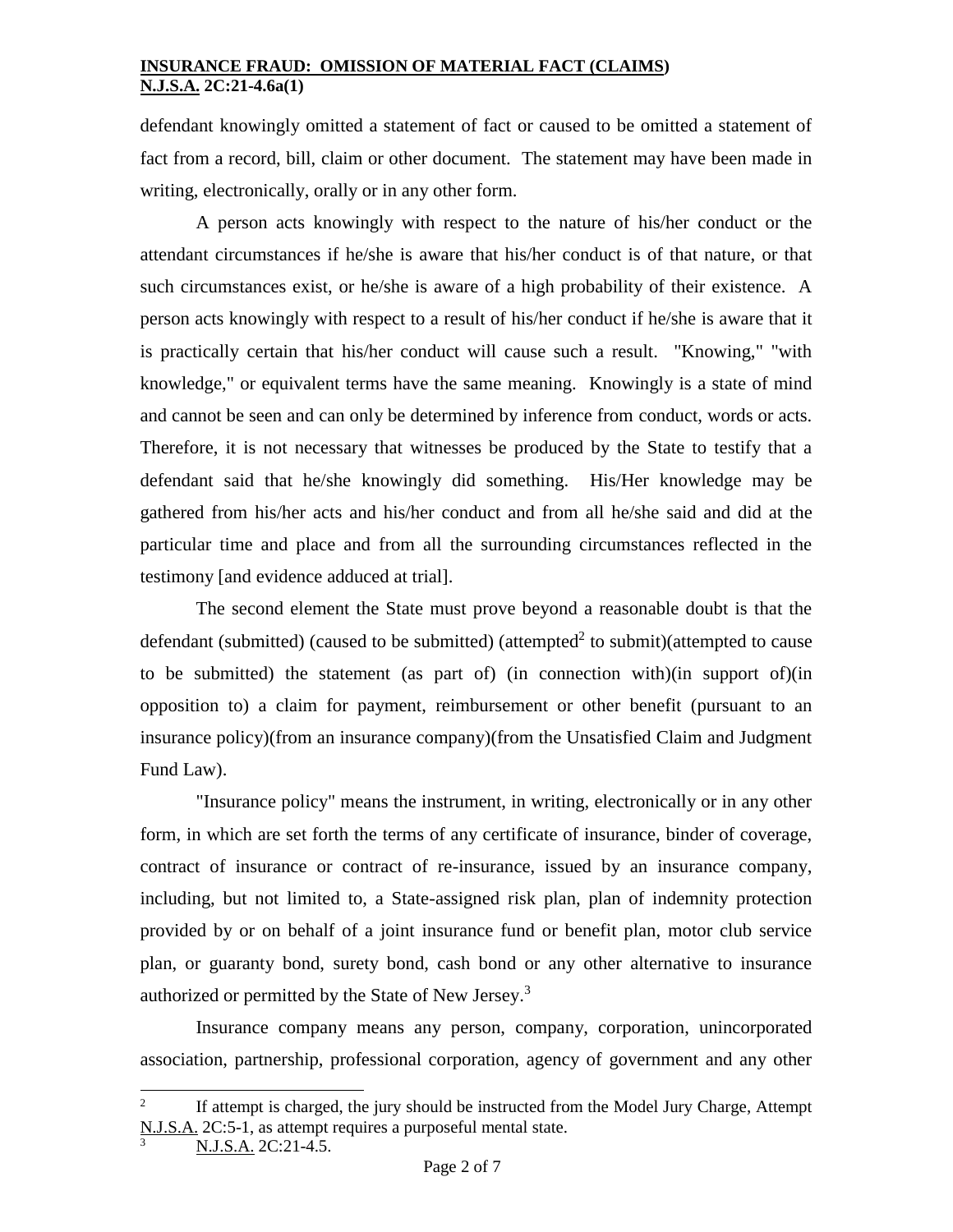defendant knowingly omitted a statement of fact or caused to be omitted a statement of fact from a record, bill, claim or other document. The statement may have been made in writing, electronically, orally or in any other form.

A person acts knowingly with respect to the nature of his/her conduct or the attendant circumstances if he/she is aware that his/her conduct is of that nature, or that such circumstances exist, or he/she is aware of a high probability of their existence. A person acts knowingly with respect to a result of his/her conduct if he/she is aware that it is practically certain that his/her conduct will cause such a result. "Knowing," "with knowledge," or equivalent terms have the same meaning. Knowingly is a state of mind and cannot be seen and can only be determined by inference from conduct, words or acts. Therefore, it is not necessary that witnesses be produced by the State to testify that a defendant said that he/she knowingly did something. His/Her knowledge may be gathered from his/her acts and his/her conduct and from all he/she said and did at the particular time and place and from all the surrounding circumstances reflected in the testimony [and evidence adduced at trial].

The second element the State must prove beyond a reasonable doubt is that the defendant (submitted) (caused to be submitted) (attempted[2] to submit)(attempted to cause to be submitted) the statement (as part of) (in connection with)(in support of)(in opposition to) a claim for payment, reimbursement or other benefit (pursuant to an insurance policy)(from an insurance company)(from the Unsatisfied Claim and Judgment Fund Law).

"Insurance policy" means the instrument, in writing, electronically or in any other form, in which are set forth the terms of any certificate of insurance, binder of coverage, contract of insurance or contract of re-insurance, issued by an insurance company, including, but not limited to, a State-assigned risk plan, plan of indemnity protection provided by or on behalf of a joint insurance fund or benefit plan, motor club service plan, or guaranty bond, surety bond, cash bond or any other alternative to insurance authorized or permitted by the State of New Jersey.[3]

Insurance company means any person, company, corporation, unincorporated association, partnership, professional corporation, agency of government and any other

---

[2] If attempt is charged, the jury should be instructed from the Model Jury Charge, Attempt N.J.S.A. 2C:5-1, as attempt requires a purposeful mental state.

[3] N.J.S.A. 2C:21-4.5.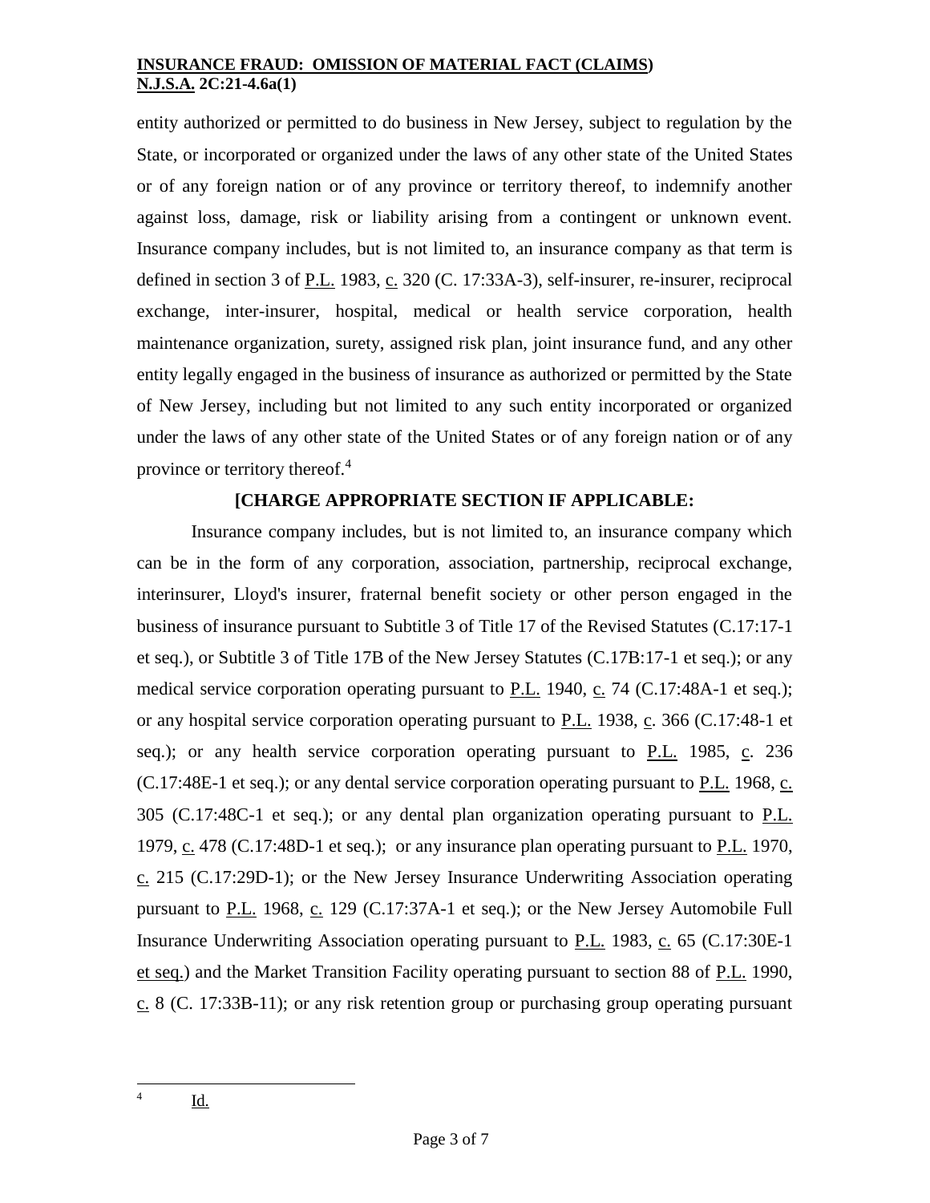entity authorized or permitted to do business in New Jersey, subject to regulation by the State, or incorporated or organized under the laws of any other state of the United States or of any foreign nation or of any province or territory thereof, to indemnify another against loss, damage, risk or liability arising from a contingent or unknown event. Insurance company includes, but is not limited to, an insurance company as that term is defined in section 3 of P.L. 1983, c. 320 (C. 17:33A-3), self-insurer, re-insurer, reciprocal exchange, inter-insurer, hospital, medical or health service corporation, health maintenance organization, surety, assigned risk plan, joint insurance fund, and any other entity legally engaged in the business of insurance as authorized or permitted by the State of New Jersey, including but not limited to any such entity incorporated or organized under the laws of any other state of the United States or of any foreign nation or of any province or territory thereof.[4]

**[CHARGE APPROPRIATE SECTION IF APPLICABLE:**

Insurance company includes, but is not limited to, an insurance company which can be in the form of any corporation, association, partnership, reciprocal exchange, interinsurer, Lloyd's insurer, fraternal benefit society or other person engaged in the business of insurance pursuant to Subtitle 3 of Title 17 of the Revised Statutes (C.17:17-1 et seq.), or Subtitle 3 of Title 17B of the New Jersey Statutes (C.17B:17-1 et seq.); or any medical service corporation operating pursuant to P.L. 1940, c. 74 (C.17:48A-1 et seq.); or any hospital service corporation operating pursuant to P.L. 1938, c. 366 (C.17:48-1 et seq.); or any health service corporation operating pursuant to P.L. 1985, c. 236 (C.17:48E-1 et seq.); or any dental service corporation operating pursuant to P.L. 1968, c. 305 (C.17:48C-1 et seq.); or any dental plan organization operating pursuant to P.L. 1979, c. 478 (C.17:48D-1 et seq.); or any insurance plan operating pursuant to P.L. 1970, c. 215 (C.17:29D-1); or the New Jersey Insurance Underwriting Association operating pursuant to P.L. 1968, c. 129 (C.17:37A-1 et seq.); or the New Jersey Automobile Full Insurance Underwriting Association operating pursuant to P.L. 1983, c. 65 (C.17:30E-1 et seq.) and the Market Transition Facility operating pursuant to section 88 of P.L. 1990, c. 8 (C. 17:33B-11); or any risk retention group or purchasing group operating pursuant

---

[4] Id.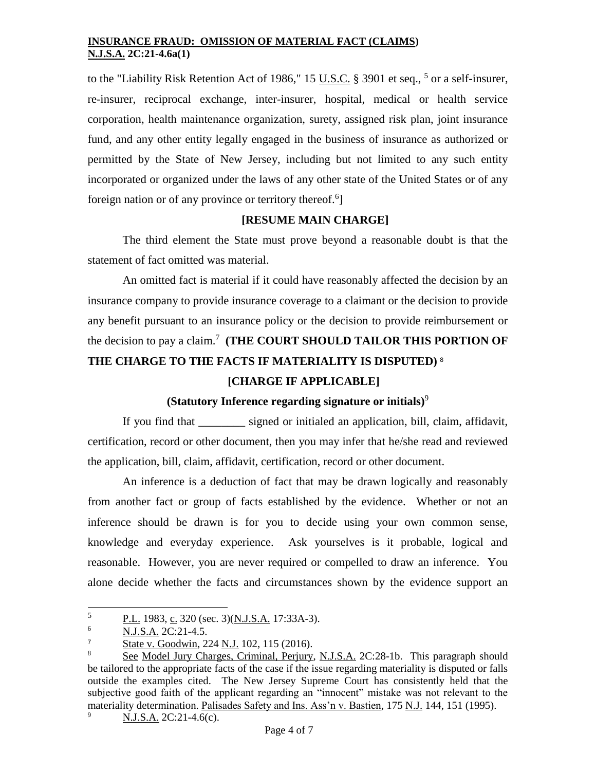to the "Liability Risk Retention Act of 1986," 15 U.S.C. § 3901 et seq., [5] or a self-insurer, re-insurer, reciprocal exchange, inter-insurer, hospital, medical or health service corporation, health maintenance organization, surety, assigned risk plan, joint insurance fund, and any other entity legally engaged in the business of insurance as authorized or permitted by the State of New Jersey, including but not limited to any such entity incorporated or organized under the laws of any other state of the United States or of any foreign nation or of any province or territory thereof.[6]]

**[RESUME MAIN CHARGE]**

The third element the State must prove beyond a reasonable doubt is that the statement of fact omitted was material.

An omitted fact is material if it could have reasonably affected the decision by an insurance company to provide insurance coverage to a claimant or the decision to provide any benefit pursuant to an insurance policy or the decision to provide reimbursement or the decision to pay a claim.[7] **(THE COURT SHOULD TAILOR THIS PORTION OF THE CHARGE TO THE FACTS IF MATERIALITY IS DISPUTED)** [8]

**[CHARGE IF APPLICABLE]**

**(Statutory Inference regarding signature or initials)**[9]

If you find that ________ signed or initialed an application, bill, claim, affidavit, certification, record or other document, then you may infer that he/she read and reviewed the application, bill, claim, affidavit, certification, record or other document.

An inference is a deduction of fact that may be drawn logically and reasonably from another fact or group of facts established by the evidence. Whether or not an inference should be drawn is for you to decide using your own common sense, knowledge and everyday experience. Ask yourselves is it probable, logical and reasonable. However, you are never required or compelled to draw an inference. You alone decide whether the facts and circumstances shown by the evidence support an

---

[5] P.L. 1983, c. 320 (sec. 3)(N.J.S.A. 17:33A-3).

[6] N.J.S.A. 2C:21-4.5.

[7] State v. Goodwin, 224 N.J. 102, 115 (2016).

[8] See Model Jury Charges, Criminal, Perjury, N.J.S.A. 2C:28-1b. This paragraph should be tailored to the appropriate facts of the case if the issue regarding materiality is disputed or falls outside the examples cited. The New Jersey Supreme Court has consistently held that the subjective good faith of the applicant regarding an "innocent" mistake was not relevant to the materiality determination. Palisades Safety and Ins. Ass'n v. Bastien, 175 N.J. 144, 151 (1995).

[9] N.J.S.A. 2C:21-4.6(c).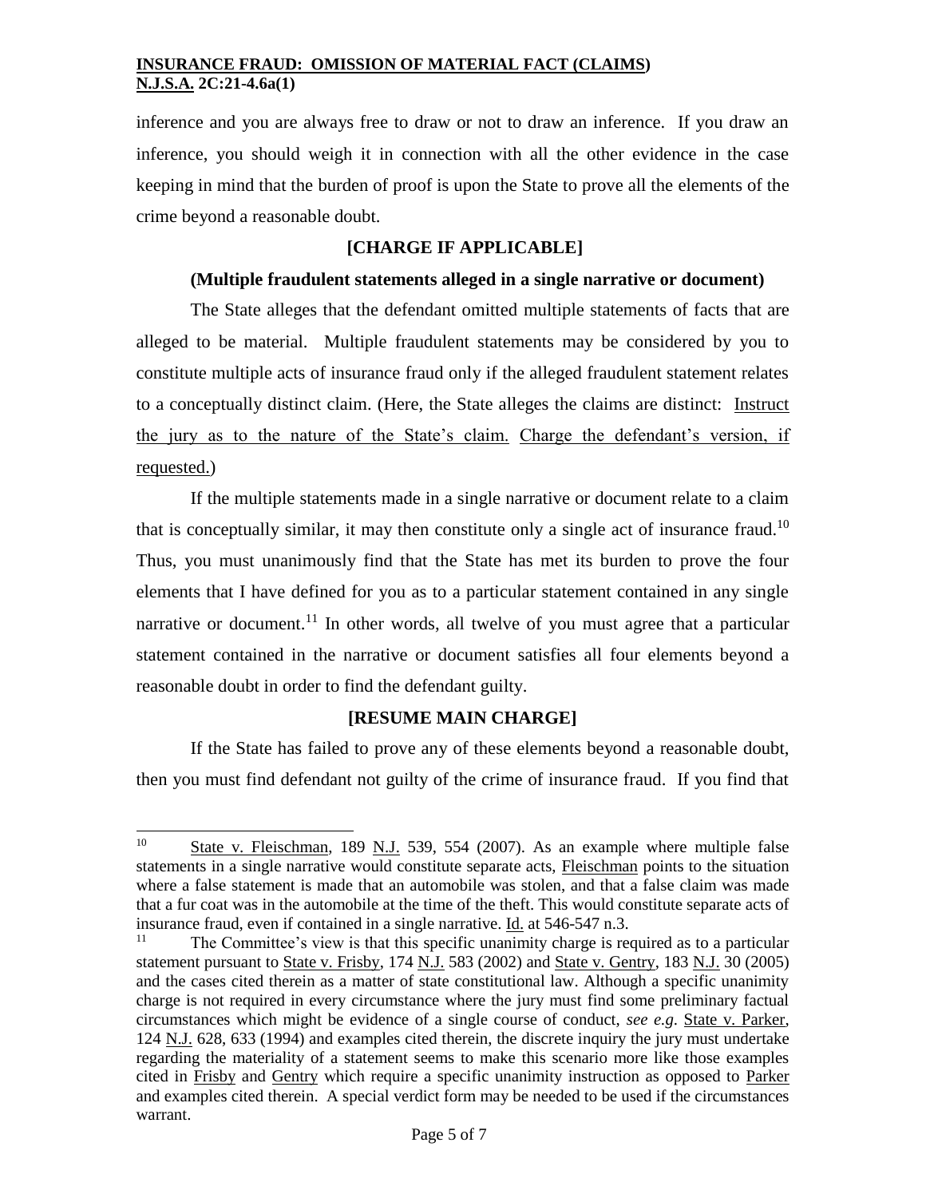inference and you are always free to draw or not to draw an inference. If you draw an inference, you should weigh it in connection with all the other evidence in the case keeping in mind that the burden of proof is upon the State to prove all the elements of the crime beyond a reasonable doubt.

**[CHARGE IF APPLICABLE]**

**(Multiple fraudulent statements alleged in a single narrative or document)**

The State alleges that the defendant omitted multiple statements of facts that are alleged to be material. Multiple fraudulent statements may be considered by you to constitute multiple acts of insurance fraud only if the alleged fraudulent statement relates to a conceptually distinct claim. (Here, the State alleges the claims are distinct: Instruct the jury as to the nature of the State's claim. Charge the defendant's version, if requested.)

If the multiple statements made in a single narrative or document relate to a claim that is conceptually similar, it may then constitute only a single act of insurance fraud.[10] Thus, you must unanimously find that the State has met its burden to prove the four elements that I have defined for you as to a particular statement contained in any single narrative or document.[11] In other words, all twelve of you must agree that a particular statement contained in the narrative or document satisfies all four elements beyond a reasonable doubt in order to find the defendant guilty.

**[RESUME MAIN CHARGE]**

If the State has failed to prove any of these elements beyond a reasonable doubt, then you must find defendant not guilty of the crime of insurance fraud. If you find that

---

[10] State v. Fleischman, 189 N.J. 539, 554 (2007). As an example where multiple false statements in a single narrative would constitute separate acts, Fleischman points to the situation where a false statement is made that an automobile was stolen, and that a false claim was made that a fur coat was in the automobile at the time of the theft. This would constitute separate acts of insurance fraud, even if contained in a single narrative. Id. at 546-547 n.3.

[11] The Committee's view is that this specific unanimity charge is required as to a particular statement pursuant to State v. Frisby, 174 N.J. 583 (2002) and State v. Gentry, 183 N.J. 30 (2005) and the cases cited therein as a matter of state constitutional law. Although a specific unanimity charge is not required in every circumstance where the jury must find some preliminary factual circumstances which might be evidence of a single course of conduct, *see e.g.* State v. Parker, 124 N.J. 628, 633 (1994) and examples cited therein, the discrete inquiry the jury must undertake regarding the materiality of a statement seems to make this scenario more like those examples cited in Frisby and Gentry which require a specific unanimity instruction as opposed to Parker and examples cited therein. A special verdict form may be needed to be used if the circumstances warrant.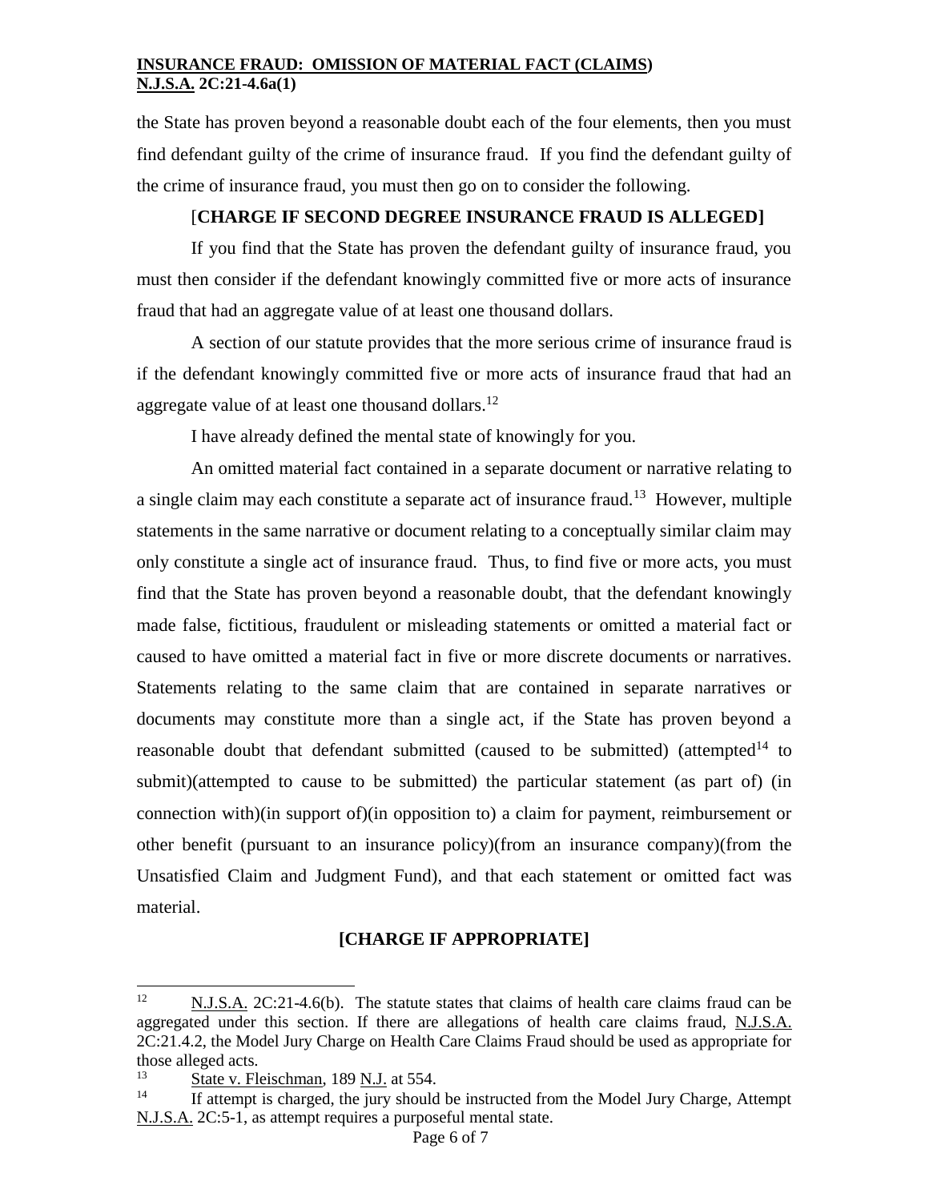the State has proven beyond a reasonable doubt each of the four elements, then you must find defendant guilty of the crime of insurance fraud. If you find the defendant guilty of the crime of insurance fraud, you must then go on to consider the following.

**[CHARGE IF SECOND DEGREE INSURANCE FRAUD IS ALLEGED]**

If you find that the State has proven the defendant guilty of insurance fraud, you must then consider if the defendant knowingly committed five or more acts of insurance fraud that had an aggregate value of at least one thousand dollars.

A section of our statute provides that the more serious crime of insurance fraud is if the defendant knowingly committed five or more acts of insurance fraud that had an aggregate value of at least one thousand dollars.[12]

I have already defined the mental state of knowingly for you.

An omitted material fact contained in a separate document or narrative relating to a single claim may each constitute a separate act of insurance fraud.[13] However, multiple statements in the same narrative or document relating to a conceptually similar claim may only constitute a single act of insurance fraud. Thus, to find five or more acts, you must find that the State has proven beyond a reasonable doubt, that the defendant knowingly made false, fictitious, fraudulent or misleading statements or omitted a material fact or caused to have omitted a material fact in five or more discrete documents or narratives. Statements relating to the same claim that are contained in separate narratives or documents may constitute more than a single act, if the State has proven beyond a reasonable doubt that defendant submitted (caused to be submitted) (attempted[14] to submit)(attempted to cause to be submitted) the particular statement (as part of) (in connection with)(in support of)(in opposition to) a claim for payment, reimbursement or other benefit (pursuant to an insurance policy)(from an insurance company)(from the Unsatisfied Claim and Judgment Fund), and that each statement or omitted fact was material.

**[CHARGE IF APPROPRIATE]**

---

[12] N.J.S.A. 2C:21-4.6(b). The statute states that claims of health care claims fraud can be aggregated under this section. If there are allegations of health care claims fraud, N.J.S.A. 2C:21.4.2, the Model Jury Charge on Health Care Claims Fraud should be used as appropriate for those alleged acts.

[13] State v. Fleischman, 189 N.J. at 554.

[14] If attempt is charged, the jury should be instructed from the Model Jury Charge, Attempt N.J.S.A. 2C:5-1, as attempt requires a purposeful mental state.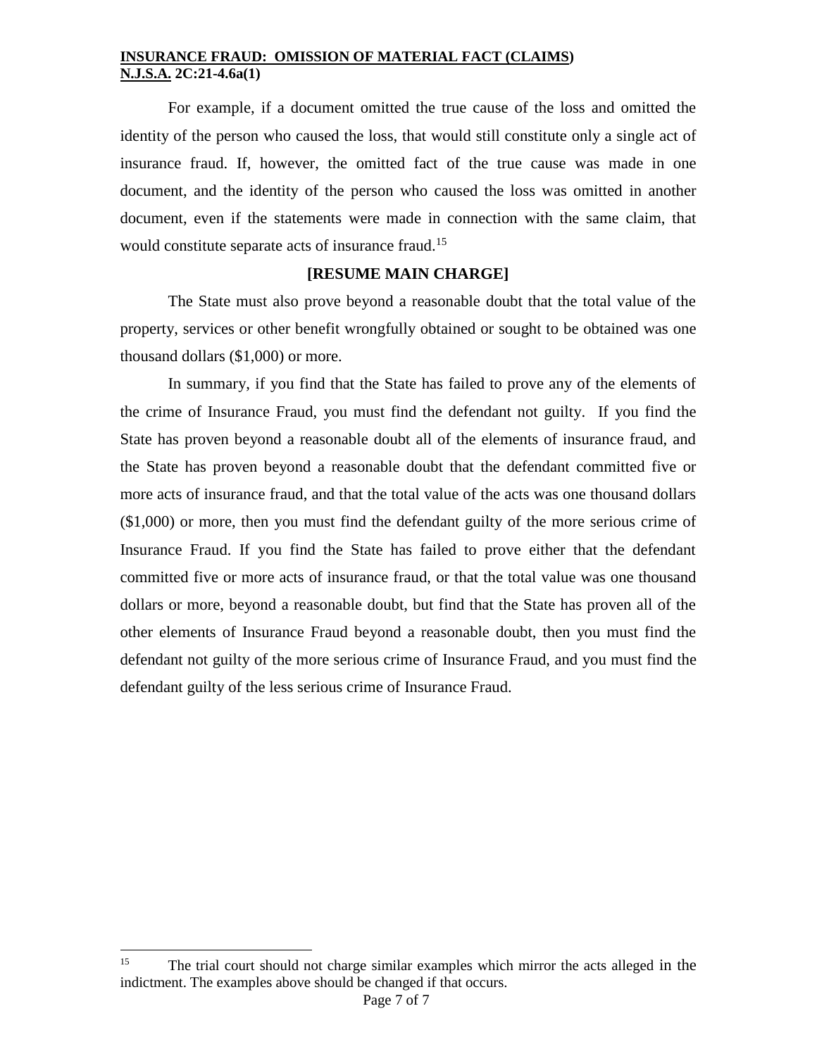For example, if a document omitted the true cause of the loss and omitted the identity of the person who caused the loss, that would still constitute only a single act of insurance fraud. If, however, the omitted fact of the true cause was made in one document, and the identity of the person who caused the loss was omitted in another document, even if the statements were made in connection with the same claim, that would constitute separate acts of insurance fraud.[15]

**[RESUME MAIN CHARGE]**

The State must also prove beyond a reasonable doubt that the total value of the property, services or other benefit wrongfully obtained or sought to be obtained was one thousand dollars ($1,000) or more.

In summary, if you find that the State has failed to prove any of the elements of the crime of Insurance Fraud, you must find the defendant not guilty. If you find the State has proven beyond a reasonable doubt all of the elements of insurance fraud, and the State has proven beyond a reasonable doubt that the defendant committed five or more acts of insurance fraud, and that the total value of the acts was one thousand dollars ($1,000) or more, then you must find the defendant guilty of the more serious crime of Insurance Fraud. If you find the State has failed to prove either that the defendant committed five or more acts of insurance fraud, or that the total value was one thousand dollars or more, beyond a reasonable doubt, but find that the State has proven all of the other elements of Insurance Fraud beyond a reasonable doubt, then you must find the defendant not guilty of the more serious crime of Insurance Fraud, and you must find the defendant guilty of the less serious crime of Insurance Fraud.

---

[15] The trial court should not charge similar examples which mirror the acts alleged in the indictment. The examples above should be changed if that occurs.